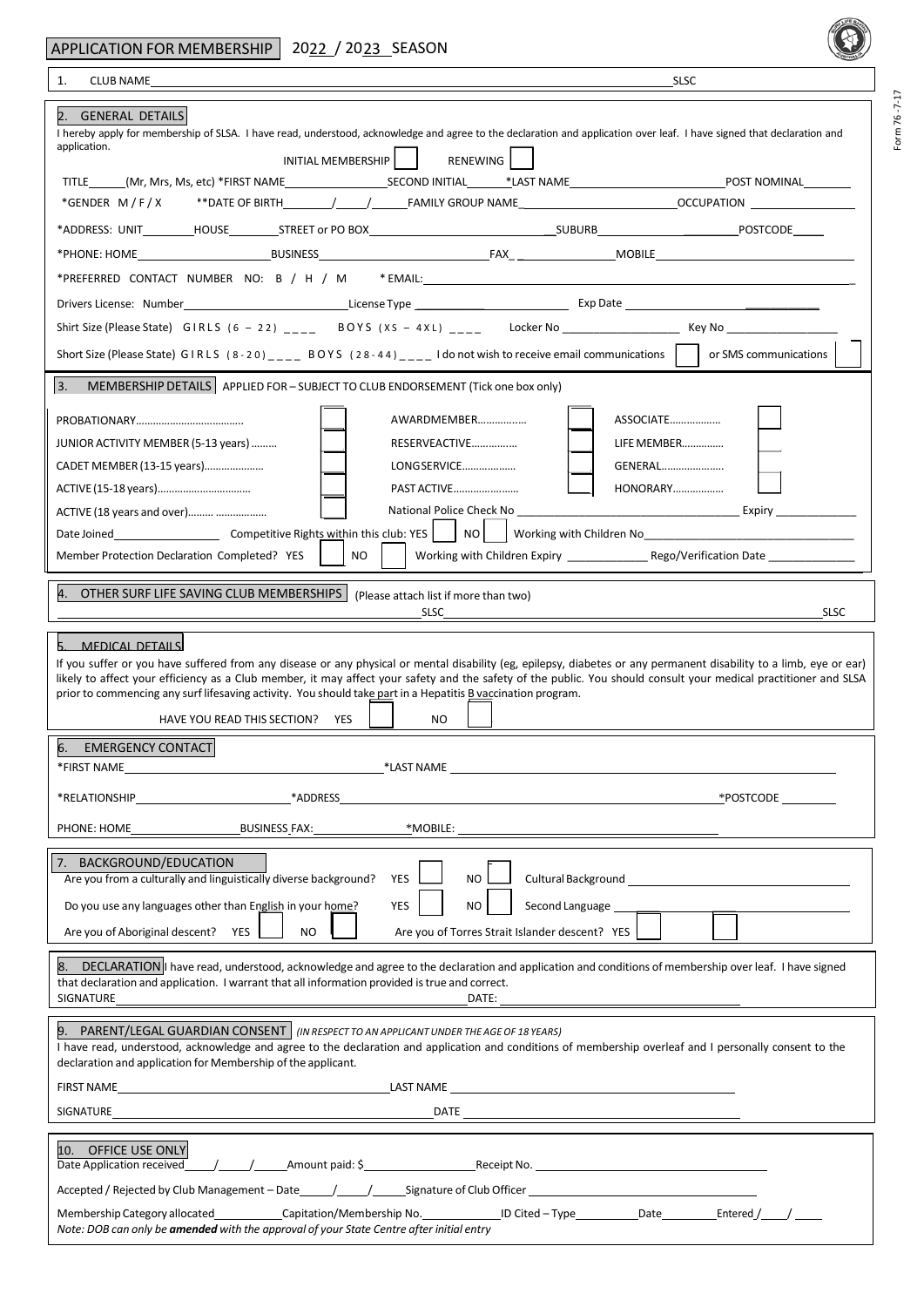# APPLICATION FOR MEMBERSHIP 2022 / 2023 SEASON

1. CLUB NAME ________________________________ SLSC

## 2. GENERAL DETAILS

I hereby apply for membership of SLSA. I have read, understood, acknowledge and agree to the declaration and application over leaf. I have signed that declaration and application.

INITIAL MEMBERSHIP ☐ RENEWING ☐

TITLE ______ (Mr, Mrs, Ms, etc) *FIRST NAME ____________ SECOND INITIAL ______ *LAST NAME ____________ POST NOMINAL ______

*GENDER M / F / X **DATE OF BIRTH ____/____/____ FAMILY GROUP NAME ____________ OCCUPATION ____________

*ADDRESS: UNIT ______ HOUSE ______ STREET or PO BOX ____________ SUBURB ____________ POSTCODE ______

*PHONE: HOME ____________ BUSINESS ____________ FAX ____________ MOBILE ____________

*PREFERRED CONTACT NUMBER NO: B / H / M * EMAIL: ____________

Drivers License: Number ____________ License Type ____________ Exp Date ____________

Shirt Size (Please State) GIRLS (6 – 22) ____ BOYS (XS – 4XL) ____ Locker No ____________ Key No ____________

Short Size (Please State) GIRLS (8-20) ____ BOYS (28-44) ____ I do not wish to receive email communications ☐ or SMS communications ☐

## 3. MEMBERSHIP DETAILS

APPLIED FOR – SUBJECT TO CLUB ENDORSEMENT (Tick one box only)

| | | | | | |
|---|---|---|---|---|---|
| PROBATIONARY | ☐ | AWARD MEMBER | ☐ | ASSOCIATE | ☐ |
| JUNIOR ACTIVITY MEMBER (5-13 years) | ☐ | RESERVE ACTIVE | ☐ | LIFE MEMBER | ☐ |
| CADET MEMBER (13-15 years) | ☐ | LONG SERVICE | ☐ | GENERAL | ☐ |
| ACTIVE (15-18 years) | ☐ | PAST ACTIVE | ☐ | HONORARY | ☐ |
| ACTIVE (18 years and over) | ☐ | | | | |

National Police Check No ____________ Expiry ____________

Date Joined ____________ Competitive Rights within this club: YES ☐ NO ☐ Working with Children No ____________

Member Protection Declaration Completed? YES ☐ NO ☐ Working with Children Expiry ____________ Rego/Verification Date ____________

## 4. OTHER SURF LIFE SAVING CLUB MEMBERSHIPS

(Please attach list if more than two)

____________ SLSC ____________ SLSC

## 5. MEDICAL DETAILS

If you suffer or you have suffered from any disease or any physical or mental disability (eg, epilepsy, diabetes or any permanent disability to a limb, eye or ear) likely to affect your efficiency as a Club member, it may affect your safety and the safety of the public. You should consult your medical practitioner and SLSA prior to commencing any surf lifesaving activity. You should take part in a Hepatitis B vaccination program.

HAVE YOU READ THIS SECTION? YES ☐ NO ☐

## 6. EMERGENCY CONTACT

*FIRST NAME ____________ *LAST NAME ____________

*RELATIONSHIP ____________ *ADDRESS ____________ *POSTCODE ______

PHONE: HOME ____________ BUSINESS FAX: ____________ *MOBILE: ____________

## 7. BACKGROUND/EDUCATION

Are you from a culturally and linguistically diverse background? YES ☐ NO ☐ Cultural Background ____________

Do you use any languages other than English in your home? YES ☐ NO ☐ Second Language ____________

Are you of Aboriginal descent? YES ☐ NO ☐ Are you of Torres Strait Islander descent? YES ☐ ☐

## 8. DECLARATION

I have read, understood, acknowledge and agree to the declaration and application and conditions of membership over leaf. I have signed that declaration and application. I warrant that all information provided is true and correct.

SIGNATURE ____________ DATE: ____________

## 9. PARENT/LEGAL GUARDIAN CONSENT

*(IN RESPECT TO AN APPLICANT UNDER THE AGE OF 18 YEARS)*

I have read, understood, acknowledge and agree to the declaration and application and conditions of membership overleaf and I personally consent to the declaration and application for Membership of the applicant.

FIRST NAME ____________ LAST NAME ____________

SIGNATURE ____________ DATE ____________

## 10. OFFICE USE ONLY

Date Application received ____/____/____ Amount paid: $ ____________ Receipt No. ____________

Accepted / Rejected by Club Management – Date ____/____/____ Signature of Club Officer ____________

Membership Category allocated ____________ Capitation/Membership No. ____________ ID Cited – Type ____________ Date ____________ Entered ____/____/____

*Note: DOB can only be **amended** with the approval of your State Centre after initial entry*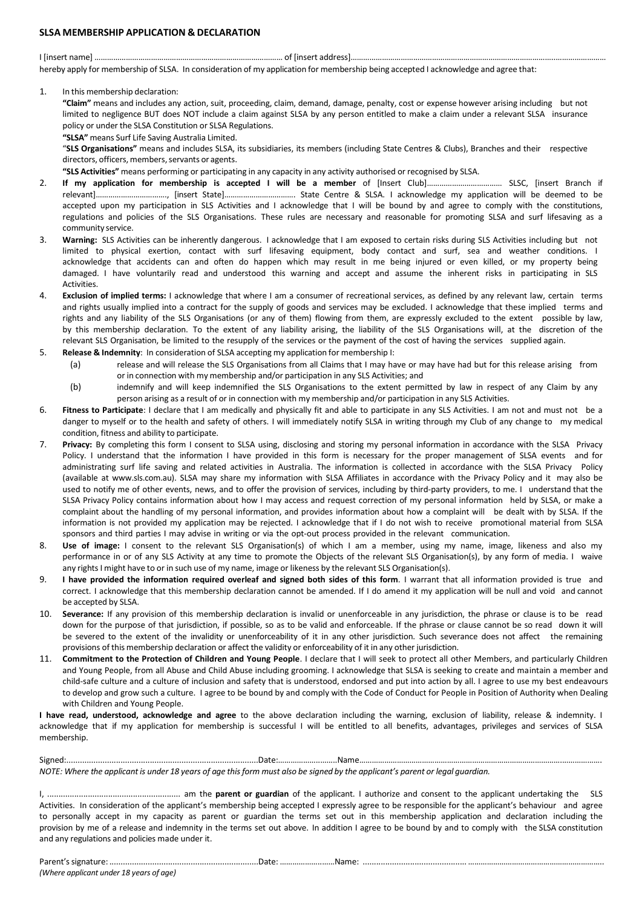## SLSA MEMBERSHIP APPLICATION & DECLARATION

I [insert name] ........................................................................................ of [insert address]........................................................................................................................................
hereby apply for membership of SLSA. In consideration of my application for membership being accepted I acknowledge and agree that:

1. In this membership declaration:
   **"Claim"** means and includes any action, suit, proceeding, claim, demand, damage, penalty, cost or expense however arising including but not limited to negligence BUT does NOT include a claim against SLSA by any person entitled to make a claim under a relevant SLSA insurance policy or under the SLSA Constitution or SLSA Regulations.
   **"SLSA"** means Surf Life Saving Australia Limited.
   "**SLS Organisations"** means and includes SLSA, its subsidiaries, its members (including State Centres & Clubs), Branches and their respective directors, officers, members, servants or agents.
   **"SLS Activities"** means performing or participating in any capacity in any activity authorised or recognised by SLSA.
2. **If my application for membership is accepted I will be a member** of [Insert Club]................................... SLSC, [insert Branch if relevant]................................., [insert State]................................. State Centre & SLSA. I acknowledge my application will be deemed to be accepted upon my participation in SLS Activities and I acknowledge that I will be bound by and agree to comply with the constitutions, regulations and policies of the SLS Organisations. These rules are necessary and reasonable for promoting SLSA and surf lifesaving as a community service.
3. **Warning:** SLS Activities can be inherently dangerous. I acknowledge that I am exposed to certain risks during SLS Activities including but not limited to physical exertion, contact with surf lifesaving equipment, body contact and surf, sea and weather conditions. I acknowledge that accidents can and often do happen which may result in me being injured or even killed, or my property being damaged. I have voluntarily read and understood this warning and accept and assume the inherent risks in participating in SLS Activities.
4. **Exclusion of implied terms:** I acknowledge that where I am a consumer of recreational services, as defined by any relevant law, certain terms and rights usually implied into a contract for the supply of goods and services may be excluded. I acknowledge that these implied terms and rights and any liability of the SLS Organisations (or any of them) flowing from them, are expressly excluded to the extent possible by law, by this membership declaration. To the extent of any liability arising, the liability of the SLS Organisations will, at the discretion of the relevant SLS Organisation, be limited to the resupply of the services or the payment of the cost of having the services supplied again.
5. **Release & Indemnity**: In consideration of SLSA accepting my application for membership I:
   (a) release and will release the SLS Organisations from all Claims that I may have or may have had but for this release arising from or in connection with my membership and/or participation in any SLS Activities; and
   (b) indemnify and will keep indemnified the SLS Organisations to the extent permitted by law in respect of any Claim by any person arising as a result of or in connection with my membership and/or participation in any SLS Activities.
6. **Fitness to Participate**: I declare that I am medically and physically fit and able to participate in any SLS Activities. I am not and must not be a danger to myself or to the health and safety of others. I will immediately notify SLSA in writing through my Club of any change to my medical condition, fitness and ability to participate.
7. **Privacy:** By completing this form I consent to SLSA using, disclosing and storing my personal information in accordance with the SLSA Privacy Policy. I understand that the information I have provided in this form is necessary for the proper management of SLSA events and for administrating surf life saving and related activities in Australia. The information is collected in accordance with the SLSA Privacy Policy (available at www.sls.com.au). SLSA may share my information with SLSA Affiliates in accordance with the Privacy Policy and it may also be used to notify me of other events, news, and to offer the provision of services, including by third-party providers, to me. I understand that the SLSA Privacy Policy contains information about how I may access and request correction of my personal information held by SLSA, or make a complaint about the handling of my personal information, and provides information about how a complaint will be dealt with by SLSA. If the information is not provided my application may be rejected. I acknowledge that if I do not wish to receive promotional material from SLSA sponsors and third parties I may advise in writing or via the opt-out process provided in the relevant communication.
8. **Use of image:** I consent to the relevant SLS Organisation(s) of which I am a member, using my name, image, likeness and also my performance in or of any SLS Activity at any time to promote the Objects of the relevant SLS Organisation(s), by any form of media. I waive any rights I might have to or in such use of my name, image or likeness by the relevant SLS Organisation(s).
9. **I have provided the information required overleaf and signed both sides of this form**. I warrant that all information provided is true and correct. I acknowledge that this membership declaration cannot be amended. If I do amend it my application will be null and void and cannot be accepted by SLSA.
10. **Severance:** If any provision of this membership declaration is invalid or unenforceable in any jurisdiction, the phrase or clause is to be read down for the purpose of that jurisdiction, if possible, so as to be valid and enforceable. If the phrase or clause cannot be so read down it will be severed to the extent of the invalidity or unenforceability of it in any other jurisdiction. Such severance does not affect the remaining provisions of this membership declaration or affect the validity or enforceability of it in any other jurisdiction.
11. **Commitment to the Protection of Children and Young People**. I declare that I will seek to protect all other Members, and particularly Children and Young People, from all Abuse and Child Abuse including grooming. I acknowledge that SLSA is seeking to create and maintain a member and child-safe culture and a culture of inclusion and safety that is understood, endorsed and put into action by all. I agree to use my best endeavours to develop and grow such a culture. I agree to be bound by and comply with the Code of Conduct for People in Position of Authority when Dealing with Children and Young People.

**I have read, understood, acknowledge and agree** to the above declaration including the warning, exclusion of liability, release & indemnity. I acknowledge that if my application for membership is successful I will be entitled to all benefits, advantages, privileges and services of SLSA membership.

Signed:....................................................................................Date:..........................Name.....................................................................................................................................

*NOTE: Where the applicant is under 18 years of age this form must also be signed by the applicant's parent or legal guardian.*

I, ......................................................... am the **parent or guardian** of the applicant. I authorize and consent to the applicant undertaking the SLS Activities. In consideration of the applicant's membership being accepted I expressly agree to be responsible for the applicant's behaviour and agree to personally accept in my capacity as parent or guardian the terms set out in this membership application and declaration including the provision by me of a release and indemnity in the terms set out above. In addition I agree to be bound by and to comply with the SLSA constitution and any regulations and policies made under it.

Parent's signature: .................................................................Date: ........................Name: ................................................ ................................................................

*(Where applicant under 18 years of age)*